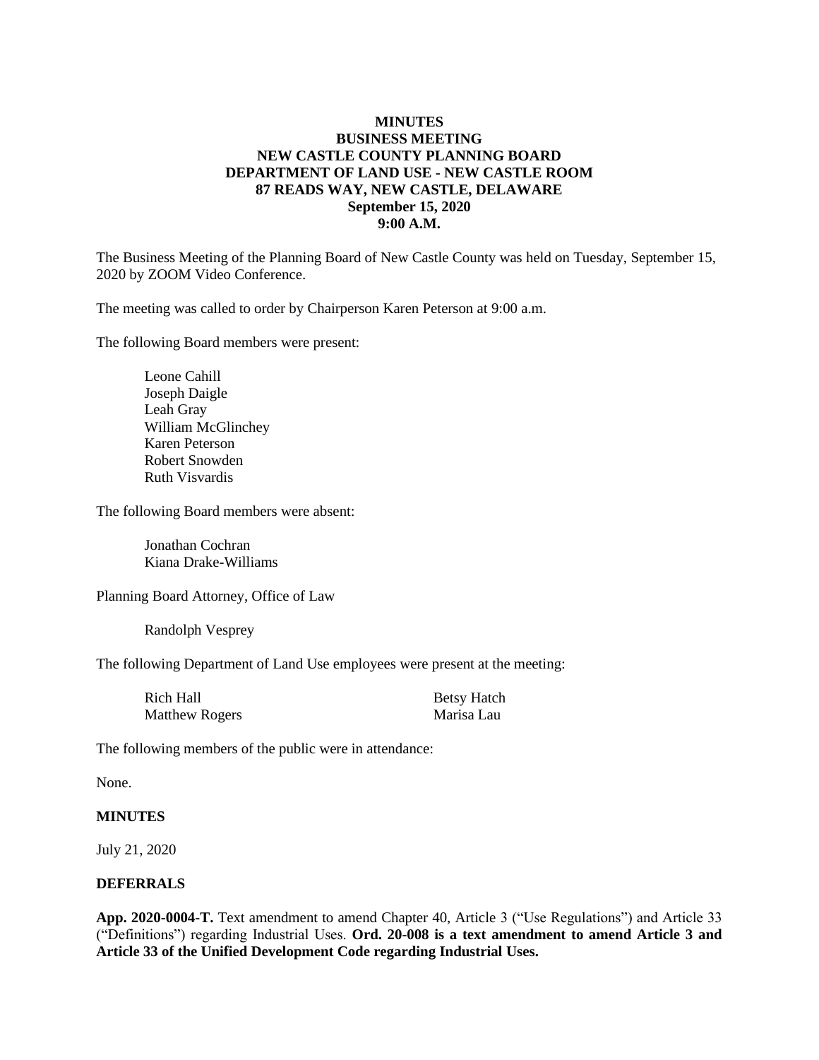**MINUTES**
**BUSINESS MEETING**
**NEW CASTLE COUNTY PLANNING BOARD**
**DEPARTMENT OF LAND USE - NEW CASTLE ROOM**
**87 READS WAY, NEW CASTLE, DELAWARE**
**September 15, 2020**
**9:00 A.M.**

The Business Meeting of the Planning Board of New Castle County was held on Tuesday, September 15, 2020 by ZOOM Video Conference.

The meeting was called to order by Chairperson Karen Peterson at 9:00 a.m.

The following Board members were present:

Leone Cahill
Joseph Daigle
Leah Gray
William McGlinchey
Karen Peterson
Robert Snowden
Ruth Visvardis

The following Board members were absent:

Jonathan Cochran
Kiana Drake-Williams

Planning Board Attorney, Office of Law

Randolph Vesprey

The following Department of Land Use employees were present at the meeting:

Rich Hall
Matthew Rogers
Betsy Hatch
Marisa Lau

The following members of the public were in attendance:

None.

**MINUTES**

July 21, 2020

**DEFERRALS**

**App. 2020-0004-T.** Text amendment to amend Chapter 40, Article 3 ("Use Regulations") and Article 33 ("Definitions") regarding Industrial Uses. **Ord. 20-008 is a text amendment to amend Article 3 and Article 33 of the Unified Development Code regarding Industrial Uses.**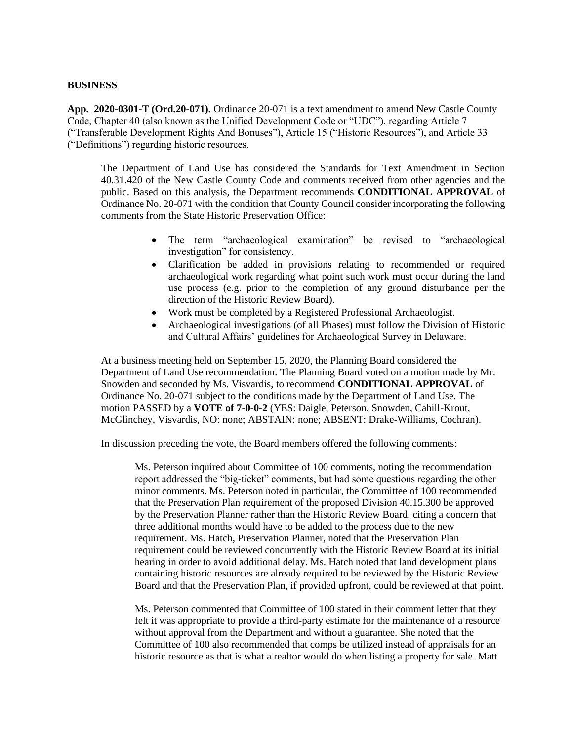**BUSINESS**

**App. 2020-0301-T (Ord.20-071).** Ordinance 20-071 is a text amendment to amend New Castle County Code, Chapter 40 (also known as the Unified Development Code or "UDC"), regarding Article 7 ("Transferable Development Rights And Bonuses"), Article 15 ("Historic Resources"), and Article 33 ("Definitions") regarding historic resources.

The Department of Land Use has considered the Standards for Text Amendment in Section 40.31.420 of the New Castle County Code and comments received from other agencies and the public. Based on this analysis, the Department recommends **CONDITIONAL APPROVAL** of Ordinance No. 20-071 with the condition that County Council consider incorporating the following comments from the State Historic Preservation Office:

- The term "archaeological examination" be revised to "archaeological investigation" for consistency.
- Clarification be added in provisions relating to recommended or required archaeological work regarding what point such work must occur during the land use process (e.g. prior to the completion of any ground disturbance per the direction of the Historic Review Board).
- Work must be completed by a Registered Professional Archaeologist.
- Archaeological investigations (of all Phases) must follow the Division of Historic and Cultural Affairs' guidelines for Archaeological Survey in Delaware.

At a business meeting held on September 15, 2020, the Planning Board considered the Department of Land Use recommendation. The Planning Board voted on a motion made by Mr. Snowden and seconded by Ms. Visvardis, to recommend **CONDITIONAL APPROVAL** of Ordinance No. 20-071 subject to the conditions made by the Department of Land Use. The motion PASSED by a **VOTE of 7-0-0-2** (YES: Daigle, Peterson, Snowden, Cahill-Krout, McGlinchey, Visvardis, NO: none; ABSTAIN: none; ABSENT: Drake-Williams, Cochran).

In discussion preceding the vote, the Board members offered the following comments:

Ms. Peterson inquired about Committee of 100 comments, noting the recommendation report addressed the "big-ticket" comments, but had some questions regarding the other minor comments. Ms. Peterson noted in particular, the Committee of 100 recommended that the Preservation Plan requirement of the proposed Division 40.15.300 be approved by the Preservation Planner rather than the Historic Review Board, citing a concern that three additional months would have to be added to the process due to the new requirement. Ms. Hatch, Preservation Planner, noted that the Preservation Plan requirement could be reviewed concurrently with the Historic Review Board at its initial hearing in order to avoid additional delay. Ms. Hatch noted that land development plans containing historic resources are already required to be reviewed by the Historic Review Board and that the Preservation Plan, if provided upfront, could be reviewed at that point.

Ms. Peterson commented that Committee of 100 stated in their comment letter that they felt it was appropriate to provide a third-party estimate for the maintenance of a resource without approval from the Department and without a guarantee. She noted that the Committee of 100 also recommended that comps be utilized instead of appraisals for an historic resource as that is what a realtor would do when listing a property for sale. Matt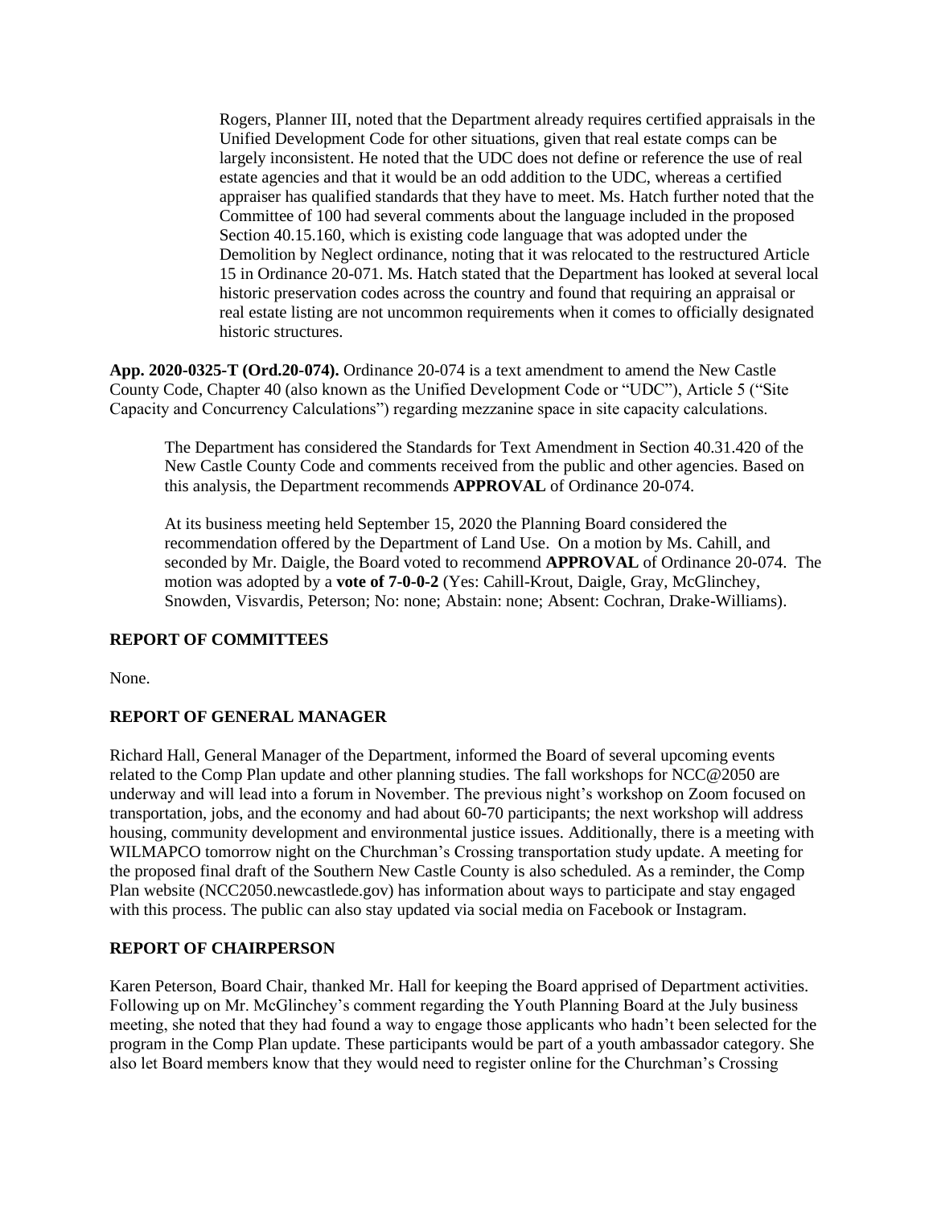Rogers, Planner III, noted that the Department already requires certified appraisals in the Unified Development Code for other situations, given that real estate comps can be largely inconsistent. He noted that the UDC does not define or reference the use of real estate agencies and that it would be an odd addition to the UDC, whereas a certified appraiser has qualified standards that they have to meet. Ms. Hatch further noted that the Committee of 100 had several comments about the language included in the proposed Section 40.15.160, which is existing code language that was adopted under the Demolition by Neglect ordinance, noting that it was relocated to the restructured Article 15 in Ordinance 20-071. Ms. Hatch stated that the Department has looked at several local historic preservation codes across the country and found that requiring an appraisal or real estate listing are not uncommon requirements when it comes to officially designated historic structures.

**App. 2020-0325-T (Ord.20-074).** Ordinance 20-074 is a text amendment to amend the New Castle County Code, Chapter 40 (also known as the Unified Development Code or "UDC"), Article 5 ("Site Capacity and Concurrency Calculations") regarding mezzanine space in site capacity calculations.

The Department has considered the Standards for Text Amendment in Section 40.31.420 of the New Castle County Code and comments received from the public and other agencies. Based on this analysis, the Department recommends **APPROVAL** of Ordinance 20-074.

At its business meeting held September 15, 2020 the Planning Board considered the recommendation offered by the Department of Land Use. On a motion by Ms. Cahill, and seconded by Mr. Daigle, the Board voted to recommend **APPROVAL** of Ordinance 20-074. The motion was adopted by a **vote of 7-0-0-2** (Yes: Cahill-Krout, Daigle, Gray, McGlinchey, Snowden, Visvardis, Peterson; No: none; Abstain: none; Absent: Cochran, Drake-Williams).

**REPORT OF COMMITTEES**

None.

**REPORT OF GENERAL MANAGER**

Richard Hall, General Manager of the Department, informed the Board of several upcoming events related to the Comp Plan update and other planning studies. The fall workshops for NCC@2050 are underway and will lead into a forum in November. The previous night's workshop on Zoom focused on transportation, jobs, and the economy and had about 60-70 participants; the next workshop will address housing, community development and environmental justice issues. Additionally, there is a meeting with WILMAPCO tomorrow night on the Churchman's Crossing transportation study update. A meeting for the proposed final draft of the Southern New Castle County is also scheduled. As a reminder, the Comp Plan website (NCC2050.newcastlede.gov) has information about ways to participate and stay engaged with this process. The public can also stay updated via social media on Facebook or Instagram.

**REPORT OF CHAIRPERSON**

Karen Peterson, Board Chair, thanked Mr. Hall for keeping the Board apprised of Department activities. Following up on Mr. McGlinchey's comment regarding the Youth Planning Board at the July business meeting, she noted that they had found a way to engage those applicants who hadn't been selected for the program in the Comp Plan update. These participants would be part of a youth ambassador category. She also let Board members know that they would need to register online for the Churchman's Crossing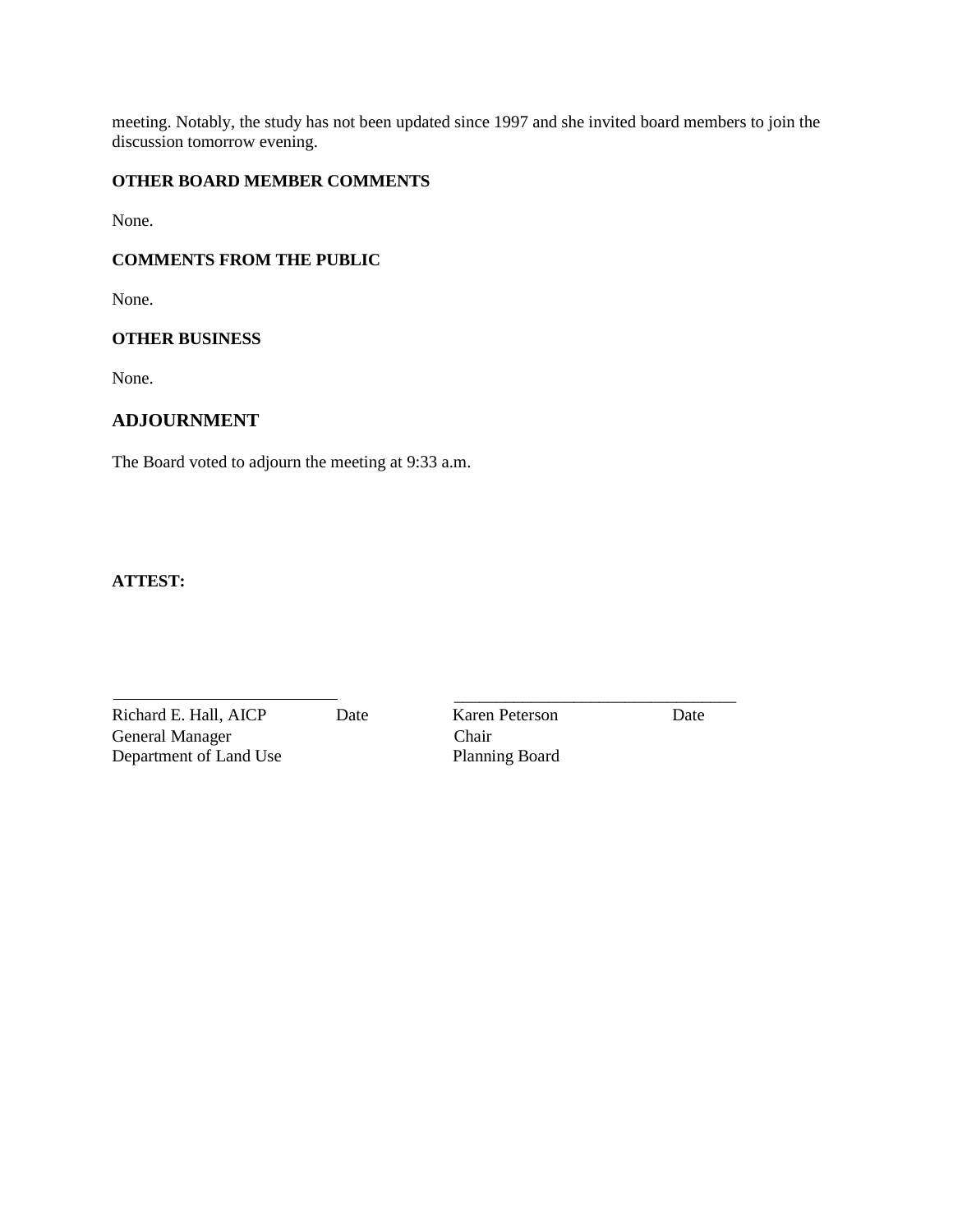meeting. Notably, the study has not been updated since 1997 and she invited board members to join the discussion tomorrow evening.

**OTHER BOARD MEMBER COMMENTS**

None.

**COMMENTS FROM THE PUBLIC**

None.

**OTHER BUSINESS**

None.

## ADJOURNMENT

The Board voted to adjourn the meeting at 9:33 a.m.

**ATTEST:**

| | | | |
|---|---|---|---|
| ___________________________ | | ___________________________ | |
| Richard E. Hall, AICP | Date | Karen Peterson | Date |
| General Manager | | Chair | |
| Department of Land Use | | Planning Board | |